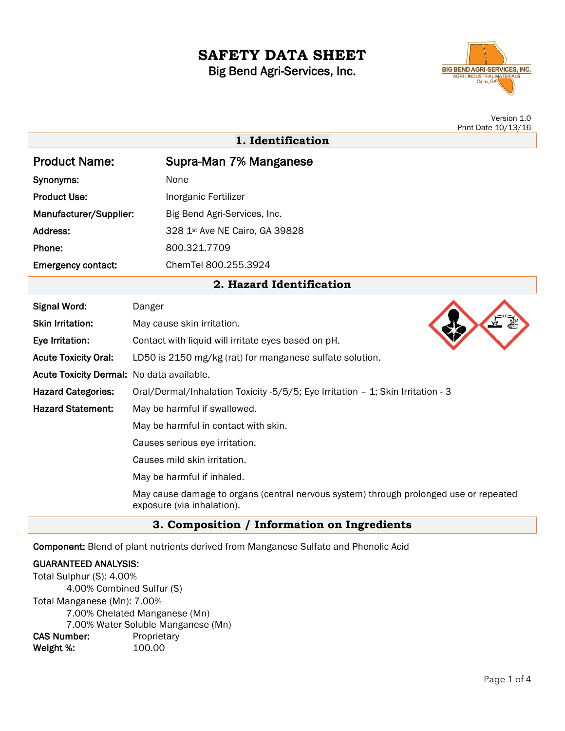# SAFETY DATA SHEET

Big Bend Agri-Services, Inc.

Version 1.0
Print Date 10/13/16

## 1. Identification

| | |
|---|---|
| **Product Name:** | **Supra-Man 7% Manganese** |
| **Synonyms:** | None |
| **Product Use:** | Inorganic Fertilizer |
| **Manufacturer/Supplier:** | Big Bend Agri-Services, Inc. |
| **Address:** | 328 1st Ave NE Cairo, GA 39828 |
| **Phone:** | 800.321.7709 |
| **Emergency contact:** | ChemTel 800.255.3924 |

## 2. Hazard Identification

**Signal Word:** Danger

**Skin Irritation:** May cause skin irritation.

**Eye Irritation:** Contact with liquid will irritate eyes based on pH.

**Acute Toxicity Oral:** LD50 is 2150 mg/kg (rat) for manganese sulfate solution.

**Acute Toxicity Dermal:** No data available.

**Hazard Categories:** Oral/Dermal/Inhalation Toxicity -5/5/5; Eye Irritation – 1; Skin Irritation - 3

**Hazard Statement:** May be harmful if swallowed.

May be harmful in contact with skin.

Causes serious eye irritation.

Causes mild skin irritation.

May be harmful if inhaled.

May cause damage to organs (central nervous system) through prolonged use or repeated exposure (via inhalation).

## 3. Composition / Information on Ingredients

**Component:** Blend of plant nutrients derived from Manganese Sulfate and Phenolic Acid

**GUARANTEED ANALYSIS:**

Total Sulphur (S): 4.00%
- 4.00% Combined Sulfur (S)

Total Manganese (Mn): 7.00%
- 7.00% Chelated Manganese (Mn)
- 7.00% Water Soluble Manganese (Mn)

**CAS Number:** Proprietary
**Weight %:** 100.00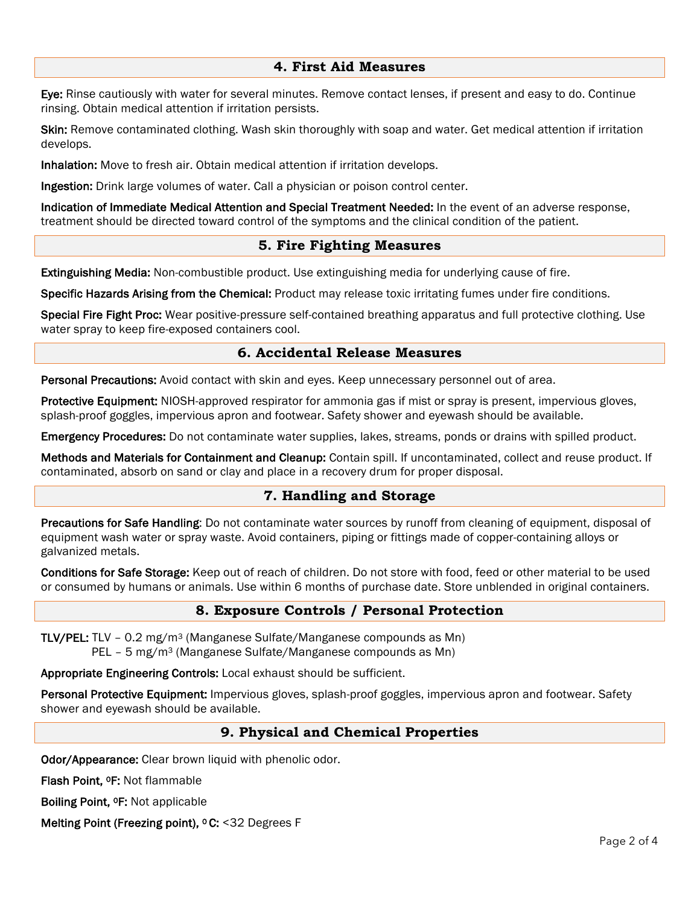## 4. First Aid Measures

**Eye:** Rinse cautiously with water for several minutes. Remove contact lenses, if present and easy to do. Continue rinsing. Obtain medical attention if irritation persists.

**Skin:** Remove contaminated clothing. Wash skin thoroughly with soap and water. Get medical attention if irritation develops.

**Inhalation:** Move to fresh air. Obtain medical attention if irritation develops.

**Ingestion:** Drink large volumes of water. Call a physician or poison control center.

**Indication of Immediate Medical Attention and Special Treatment Needed:** In the event of an adverse response, treatment should be directed toward control of the symptoms and the clinical condition of the patient.

## 5. Fire Fighting Measures

**Extinguishing Media:** Non-combustible product. Use extinguishing media for underlying cause of fire.

**Specific Hazards Arising from the Chemical:** Product may release toxic irritating fumes under fire conditions.

**Special Fire Fight Proc:** Wear positive-pressure self-contained breathing apparatus and full protective clothing. Use water spray to keep fire-exposed containers cool.

## 6. Accidental Release Measures

**Personal Precautions:** Avoid contact with skin and eyes. Keep unnecessary personnel out of area.

**Protective Equipment:** NIOSH-approved respirator for ammonia gas if mist or spray is present, impervious gloves, splash-proof goggles, impervious apron and footwear. Safety shower and eyewash should be available.

**Emergency Procedures:** Do not contaminate water supplies, lakes, streams, ponds or drains with spilled product.

**Methods and Materials for Containment and Cleanup:** Contain spill. If uncontaminated, collect and reuse product. If contaminated, absorb on sand or clay and place in a recovery drum for proper disposal.

## 7. Handling and Storage

**Precautions for Safe Handling**: Do not contaminate water sources by runoff from cleaning of equipment, disposal of equipment wash water or spray waste. Avoid containers, piping or fittings made of copper-containing alloys or galvanized metals.

**Conditions for Safe Storage:** Keep out of reach of children. Do not store with food, feed or other material to be used or consumed by humans or animals. Use within 6 months of purchase date. Store unblended in original containers.

## 8. Exposure Controls / Personal Protection

**TLV/PEL:** TLV – 0.2 $mg/m^3$ (Manganese Sulfate/Manganese compounds as Mn)
PEL – 5 $mg/m^3$ (Manganese Sulfate/Manganese compounds as Mn)

**Appropriate Engineering Controls:** Local exhaust should be sufficient.

**Personal Protective Equipment:** Impervious gloves, splash-proof goggles, impervious apron and footwear. Safety shower and eyewash should be available.

## 9. Physical and Chemical Properties

**Odor/Appearance:** Clear brown liquid with phenolic odor.

**Flash Point, ºF:** Not flammable

**Boiling Point, ºF:** Not applicable

**Melting Point (Freezing point), º C:** <32 Degrees F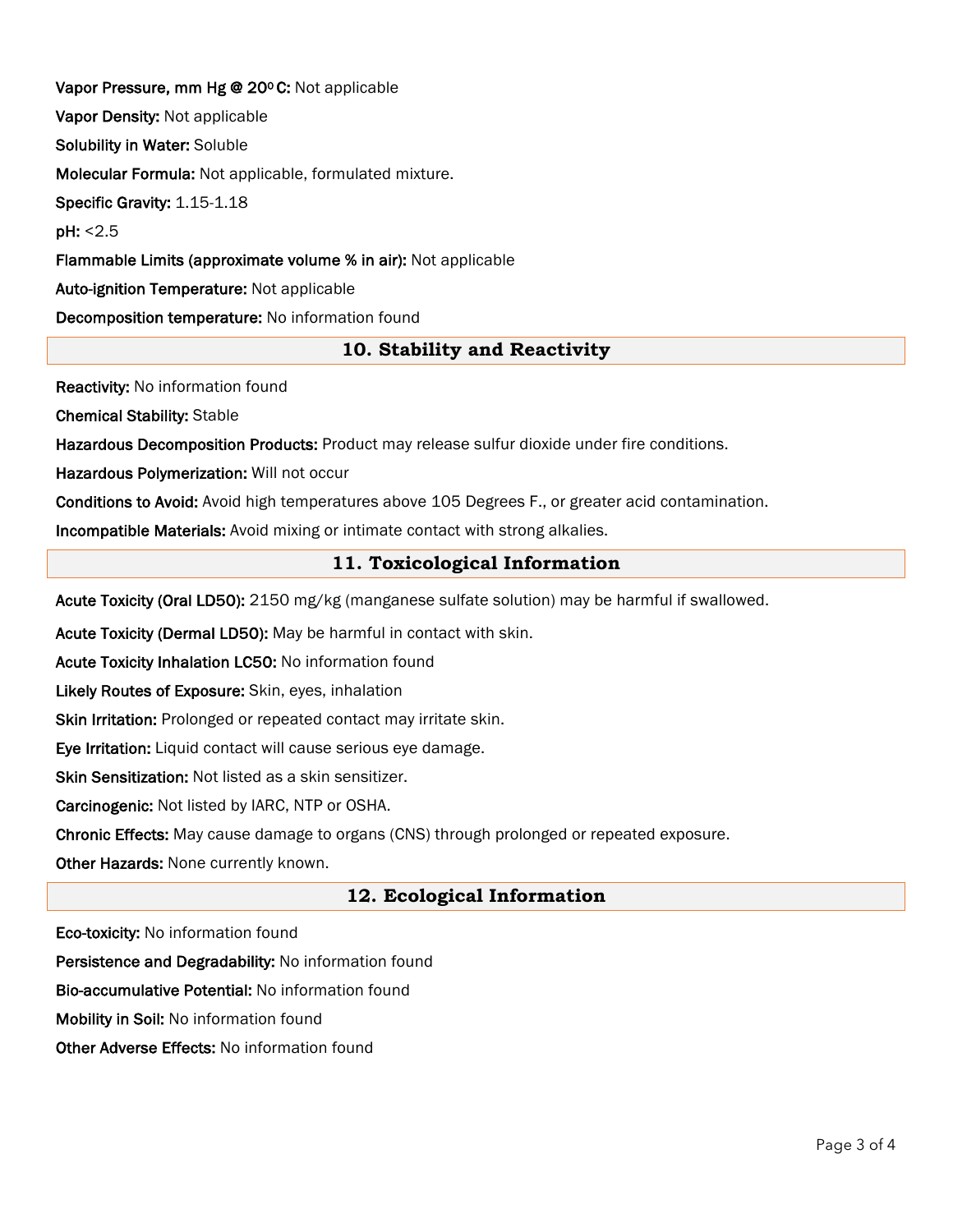**Vapor Pressure, mm Hg @ 20°C:** Not applicable

**Vapor Density:** Not applicable

**Solubility in Water:** Soluble

**Molecular Formula:** Not applicable, formulated mixture.

**Specific Gravity:** 1.15-1.18

**pH:** <2.5

**Flammable Limits (approximate volume % in air):** Not applicable

**Auto-ignition Temperature:** Not applicable

**Decomposition temperature:** No information found

## 10. Stability and Reactivity

**Reactivity:** No information found

**Chemical Stability:** Stable

**Hazardous Decomposition Products:** Product may release sulfur dioxide under fire conditions.

**Hazardous Polymerization:** Will not occur

**Conditions to Avoid:** Avoid high temperatures above 105 Degrees F., or greater acid contamination.

**Incompatible Materials:** Avoid mixing or intimate contact with strong alkalies.

## 11. Toxicological Information

**Acute Toxicity (Oral LD50):** 2150 mg/kg (manganese sulfate solution) may be harmful if swallowed.

**Acute Toxicity (Dermal LD50):** May be harmful in contact with skin.

**Acute Toxicity Inhalation LC50:** No information found

**Likely Routes of Exposure:** Skin, eyes, inhalation

**Skin Irritation:** Prolonged or repeated contact may irritate skin.

**Eye Irritation:** Liquid contact will cause serious eye damage.

**Skin Sensitization:** Not listed as a skin sensitizer.

**Carcinogenic:** Not listed by IARC, NTP or OSHA.

**Chronic Effects:** May cause damage to organs (CNS) through prolonged or repeated exposure.

**Other Hazards:** None currently known.

## 12. Ecological Information

**Eco-toxicity:** No information found

**Persistence and Degradability:** No information found

**Bio-accumulative Potential:** No information found

**Mobility in Soil:** No information found

**Other Adverse Effects:** No information found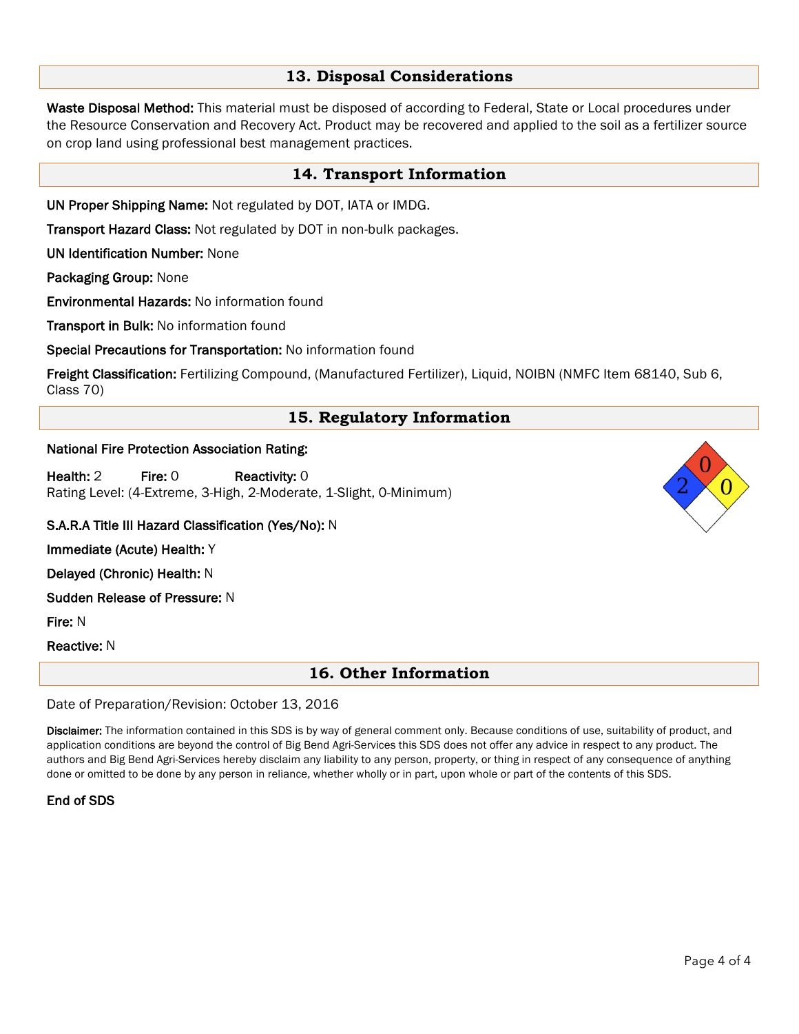## 13. Disposal Considerations

**Waste Disposal Method:** This material must be disposed of according to Federal, State or Local procedures under the Resource Conservation and Recovery Act. Product may be recovered and applied to the soil as a fertilizer source on crop land using professional best management practices.

## 14. Transport Information

**UN Proper Shipping Name:** Not regulated by DOT, IATA or IMDG.

**Transport Hazard Class:** Not regulated by DOT in non-bulk packages.

**UN Identification Number:** None

**Packaging Group:** None

**Environmental Hazards:** No information found

**Transport in Bulk:** No information found

**Special Precautions for Transportation:** No information found

**Freight Classification:** Fertilizing Compound, (Manufactured Fertilizer), Liquid, NOIBN (NMFC Item 68140, Sub 6, Class 70)

## 15. Regulatory Information

**National Fire Protection Association Rating:**

**Health:** 2 **Fire:** 0 **Reactivity:** 0
Rating Level: (4-Extreme, 3-High, 2-Moderate, 1-Slight, 0-Minimum)

2
0
0

**S.A.R.A Title III Hazard Classification (Yes/No):** N

**Immediate (Acute) Health:** Y

**Delayed (Chronic) Health:** N

**Sudden Release of Pressure:** N

**Fire:** N

**Reactive:** N

## 16. Other Information

Date of Preparation/Revision: October 13, 2016

**Disclaimer:** The information contained in this SDS is by way of general comment only. Because conditions of use, suitability of product, and application conditions are beyond the control of Big Bend Agri-Services this SDS does not offer any advice in respect to any product. The authors and Big Bend Agri-Services hereby disclaim any liability to any person, property, or thing in respect of any consequence of anything done or omitted to be done by any person in reliance, whether wholly or in part, upon whole or part of the contents of this SDS.

**End of SDS**